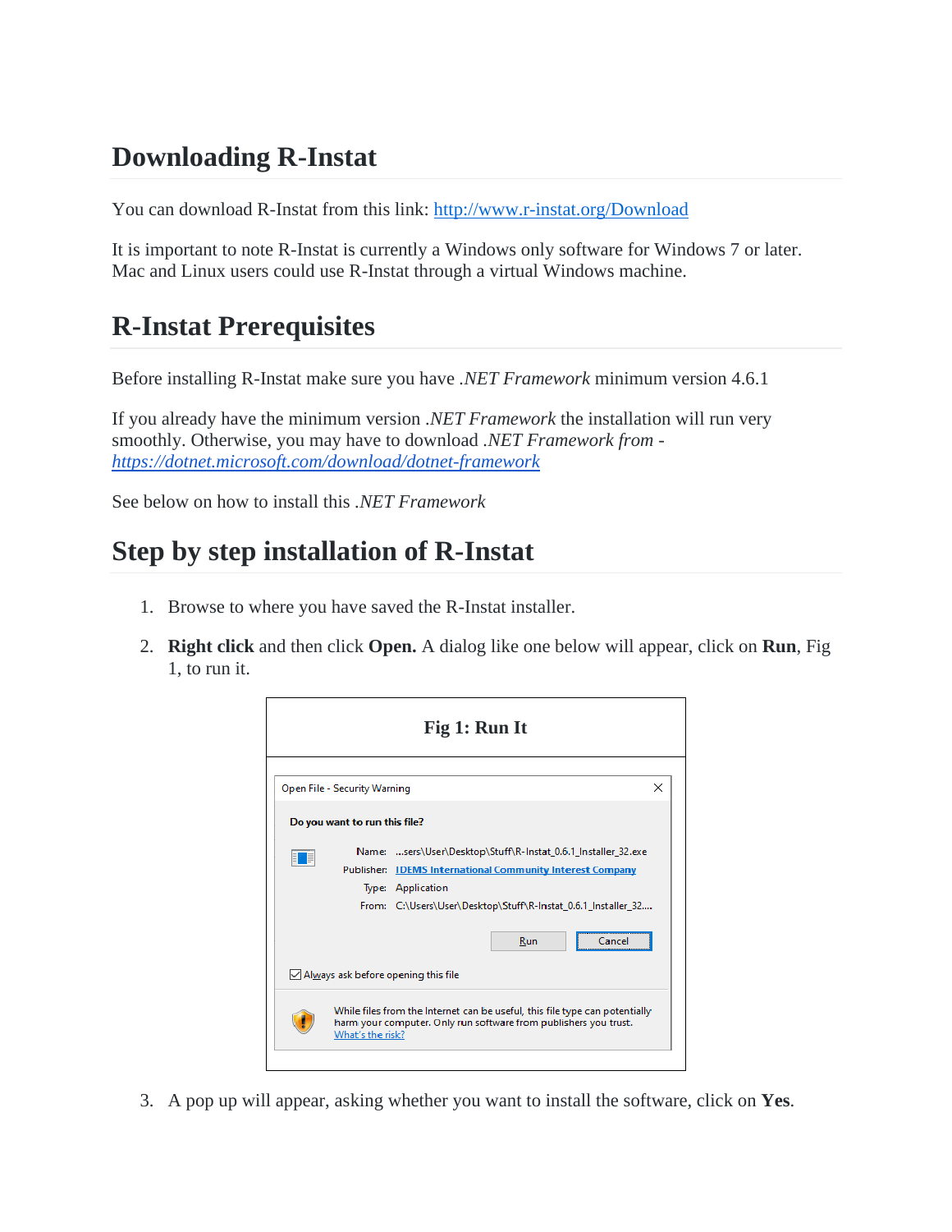## Downloading R-Instat

You can download R-Instat from this link: [http://www.r-instat.org/Download](http://www.r-instat.org/Download)

It is important to note R-Instat is currently a Windows only software for Windows 7 or later. Mac and Linux users could use R-Instat through a virtual Windows machine.

## R-Instat Prerequisites

Before installing R-Instat make sure you have *.NET Framework* minimum version 4.6.1

If you already have the minimum version *.NET Framework* the installation will run very smoothly. Otherwise, you may have to download *.NET Framework from - [https://dotnet.microsoft.com/download/dotnet-framework](https://dotnet.microsoft.com/download/dotnet-framework)*

See below on how to install this *.NET Framework*

## Step by step installation of R-Instat

1. Browse to where you have saved the R-Instat installer.
2. **Right click** and then click **Open.** A dialog like one below will appear, click on **Run**, Fig 1, to run it.

**Fig 1: Run It**

Open File - Security Warning

**Do you want to run this file?**

Name: ...sers\User\Desktop\Stuff\R-Instat_0.6.1_Installer_32.exe
Publisher: IDEMS International Community Interest Company
Type: Application
From: C:\Users\User\Desktop\Stuff\R-Instat_0.6.1_Installer_32....

Run | Cancel

Always ask before opening this file

While files from the Internet can be useful, this file type can potentially harm your computer. Only run software from publishers you trust. What's the risk?

3. A pop up will appear, asking whether you want to install the software, click on **Yes**.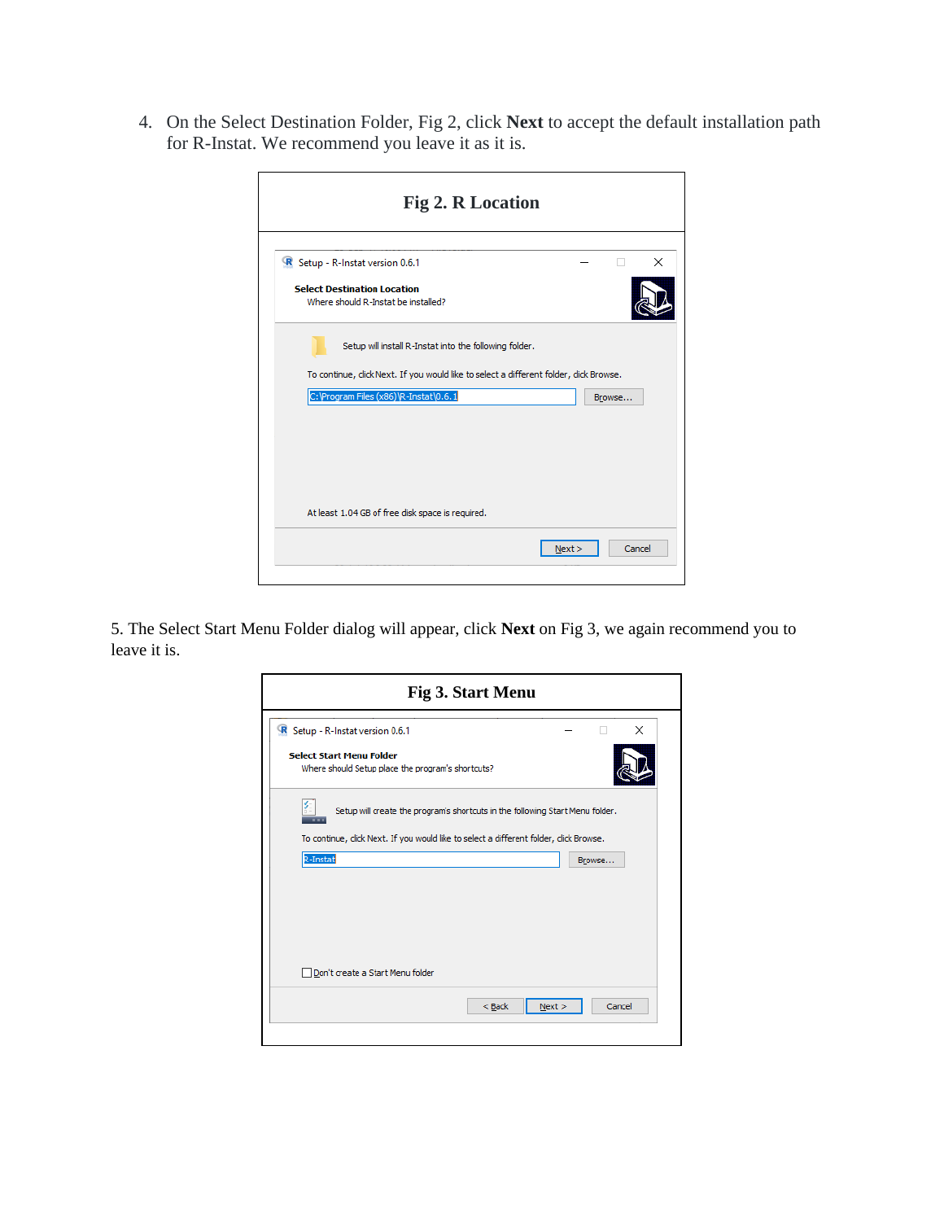4. On the Select Destination Folder, Fig 2, click **Next** to accept the default installation path for R-Instat. We recommend you leave it as it is.

**Fig 2. R Location**

Setup - R-Instat version 0.6.1

**Select Destination Location**

Where should R-Instat be installed?

Setup will install R-Instat into the following folder.

To continue, click Next. If you would like to select a different folder, click Browse.

C:\Program Files (x86)\R-Instat\0.6.1 | Browse...

At least 1.04 GB of free disk space is required.

Next > | Cancel

5. The Select Start Menu Folder dialog will appear, click **Next** on Fig 3, we again recommend you to leave it is.

**Fig 3. Start Menu**

Setup - R-Instat version 0.6.1

**Select Start Menu Folder**

Where should Setup place the program's shortcuts?

Setup will create the program's shortcuts in the following Start Menu folder.

To continue, click Next. If you would like to select a different folder, click Browse.

R-Instat | Browse...

Don't create a Start Menu folder

< Back | Next > | Cancel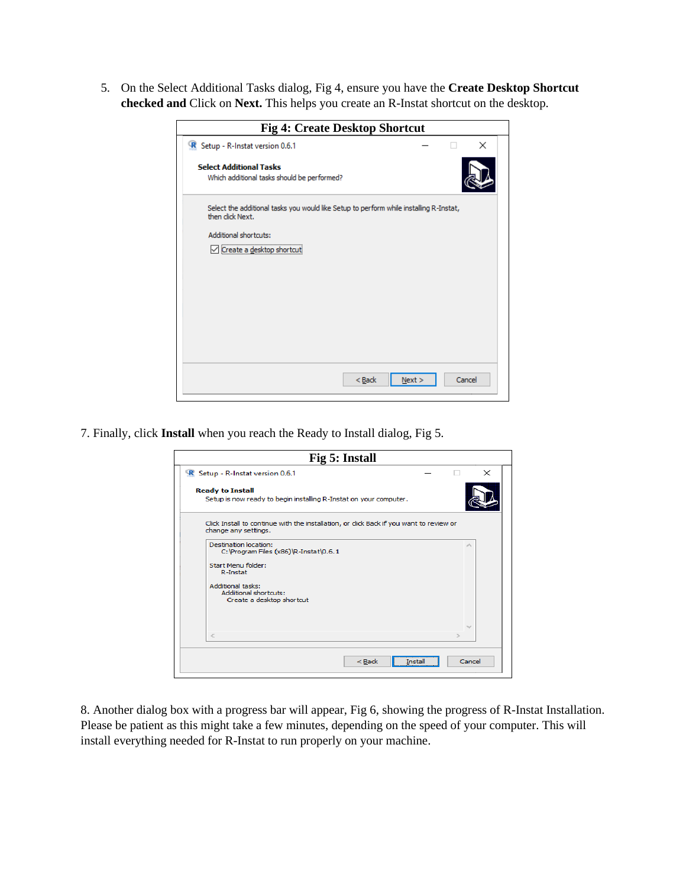5. On the Select Additional Tasks dialog, Fig 4, ensure you have the **Create Desktop Shortcut checked and** Click on **Next.** This helps you create an R-Instat shortcut on the desktop.

**Fig 4: Create Desktop Shortcut**

7. Finally, click **Install** when you reach the Ready to Install dialog, Fig 5.

**Fig 5: Install**

8. Another dialog box with a progress bar will appear, Fig 6, showing the progress of R-Instat Installation. Please be patient as this might take a few minutes, depending on the speed of your computer. This will install everything needed for R-Instat to run properly on your machine.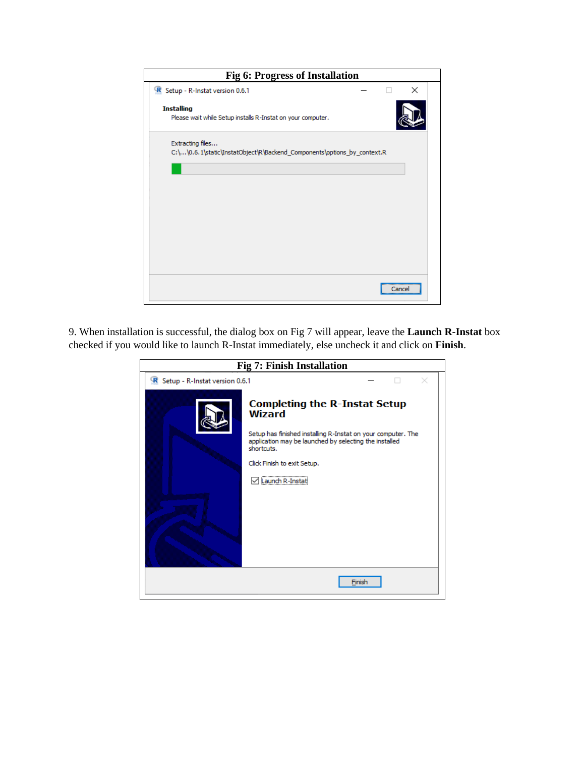**Fig 6: Progress of Installation**

9. When installation is successful, the dialog box on Fig 7 will appear, leave the **Launch R-Instat** box checked if you would like to launch R-Instat immediately, else uncheck it and click on **Finish**.

**Fig 7: Finish Installation**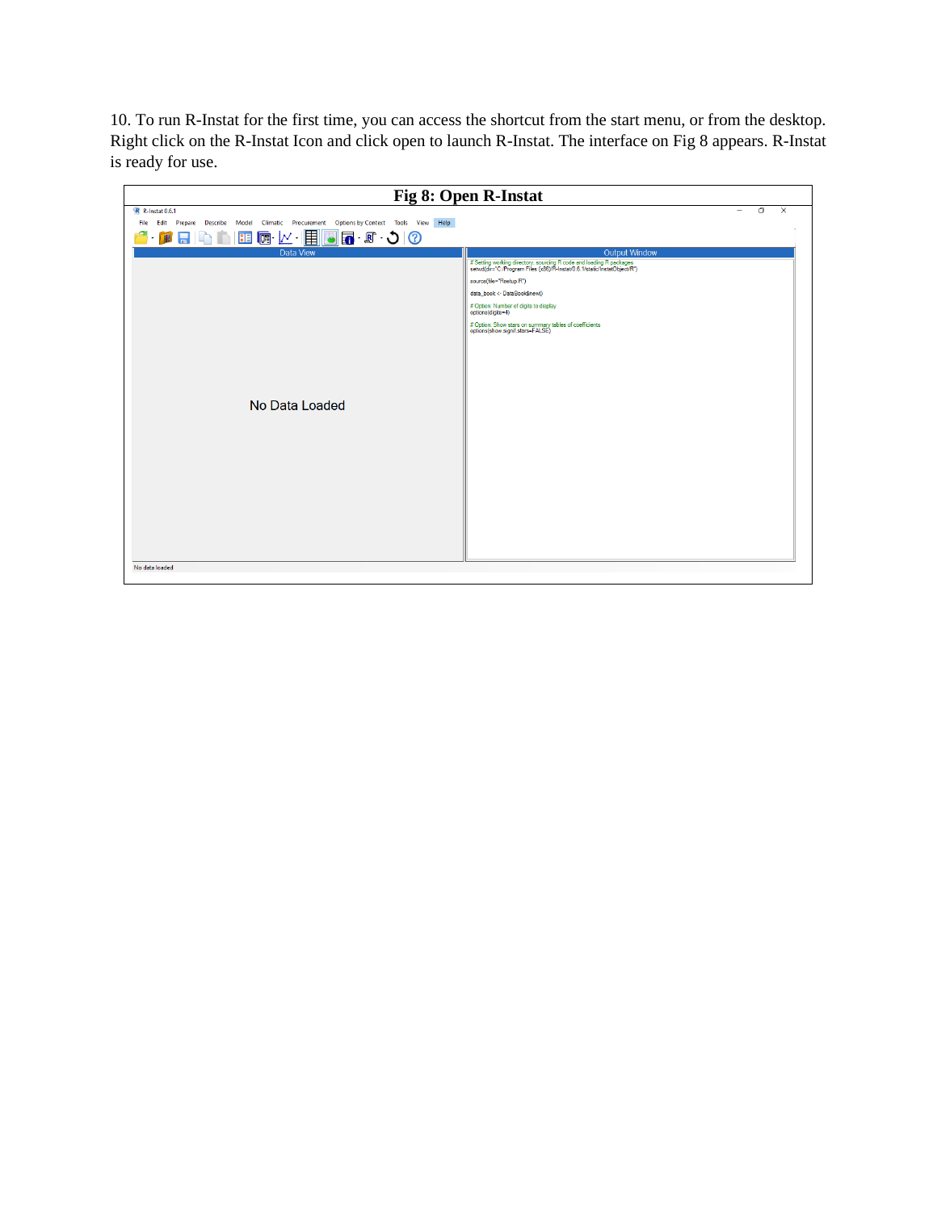10. To run R-Instat for the first time, you can access the shortcut from the start menu, or from the desktop. Right click on the R-Instat Icon and click open to launch R-Instat. The interface on Fig 8 appears. R-Instat is ready for use.

**Fig 8: Open R-Instat**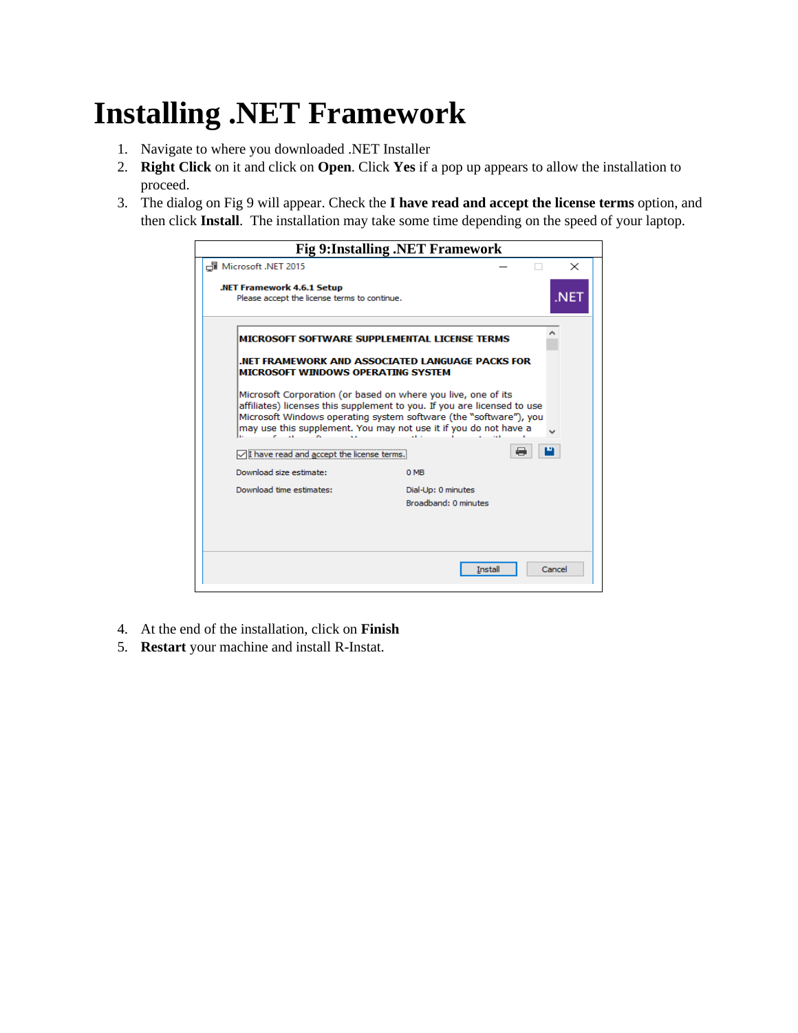# Installing .NET Framework

1. Navigate to where you downloaded .NET Installer
2. **Right Click** on it and click on **Open**. Click **Yes** if a pop up appears to allow the installation to proceed.
3. The dialog on Fig 9 will appear. Check the **I have read and accept the license terms** option, and then click **Install**. The installation may take some time depending on the speed of your laptop.

**Fig 9:Installing .NET Framework**

4. At the end of the installation, click on **Finish**
5. **Restart** your machine and install R-Instat.